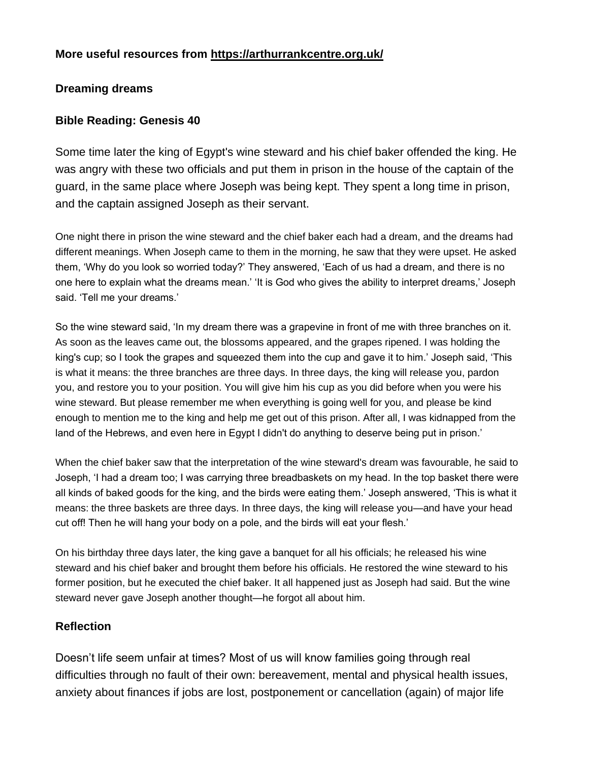**More useful resources from [https://arthurrankcentre.org.uk/](https://arthurrankcentre.org.uk/)**

## Dreaming dreams

### Bible Reading: Genesis 40

Some time later the king of Egypt's wine steward and his chief baker offended the king. He was angry with these two officials and put them in prison in the house of the captain of the guard, in the same place where Joseph was being kept. They spent a long time in prison, and the captain assigned Joseph as their servant.

One night there in prison the wine steward and the chief baker each had a dream, and the dreams had different meanings. When Joseph came to them in the morning, he saw that they were upset. He asked them, 'Why do you look so worried today?' They answered, 'Each of us had a dream, and there is no one here to explain what the dreams mean.' 'It is God who gives the ability to interpret dreams,' Joseph said. 'Tell me your dreams.'

So the wine steward said, 'In my dream there was a grapevine in front of me with three branches on it. As soon as the leaves came out, the blossoms appeared, and the grapes ripened. I was holding the king's cup; so I took the grapes and squeezed them into the cup and gave it to him.' Joseph said, 'This is what it means: the three branches are three days. In three days, the king will release you, pardon you, and restore you to your position. You will give him his cup as you did before when you were his wine steward. But please remember me when everything is going well for you, and please be kind enough to mention me to the king and help me get out of this prison. After all, I was kidnapped from the land of the Hebrews, and even here in Egypt I didn't do anything to deserve being put in prison.'

When the chief baker saw that the interpretation of the wine steward's dream was favourable, he said to Joseph, 'I had a dream too; I was carrying three breadbaskets on my head. In the top basket there were all kinds of baked goods for the king, and the birds were eating them.' Joseph answered, 'This is what it means: the three baskets are three days. In three days, the king will release you—and have your head cut off! Then he will hang your body on a pole, and the birds will eat your flesh.'

On his birthday three days later, the king gave a banquet for all his officials; he released his wine steward and his chief baker and brought them before his officials. He restored the wine steward to his former position, but he executed the chief baker. It all happened just as Joseph had said. But the wine steward never gave Joseph another thought—he forgot all about him.

### Reflection

Doesn't life seem unfair at times? Most of us will know families going through real difficulties through no fault of their own: bereavement, mental and physical health issues, anxiety about finances if jobs are lost, postponement or cancellation (again) of major life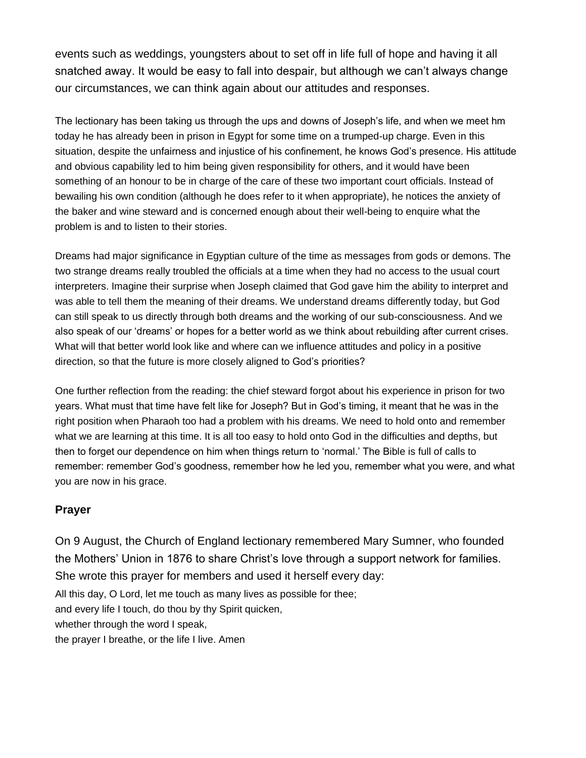events such as weddings, youngsters about to set off in life full of hope and having it all snatched away. It would be easy to fall into despair, but although we can't always change our circumstances, we can think again about our attitudes and responses.

The lectionary has been taking us through the ups and downs of Joseph's life, and when we meet hm today he has already been in prison in Egypt for some time on a trumped-up charge. Even in this situation, despite the unfairness and injustice of his confinement, he knows God's presence. His attitude and obvious capability led to him being given responsibility for others, and it would have been something of an honour to be in charge of the care of these two important court officials. Instead of bewailing his own condition (although he does refer to it when appropriate), he notices the anxiety of the baker and wine steward and is concerned enough about their well-being to enquire what the problem is and to listen to their stories.

Dreams had major significance in Egyptian culture of the time as messages from gods or demons. The two strange dreams really troubled the officials at a time when they had no access to the usual court interpreters. Imagine their surprise when Joseph claimed that God gave him the ability to interpret and was able to tell them the meaning of their dreams. We understand dreams differently today, but God can still speak to us directly through both dreams and the working of our sub-consciousness. And we also speak of our 'dreams' or hopes for a better world as we think about rebuilding after current crises. What will that better world look like and where can we influence attitudes and policy in a positive direction, so that the future is more closely aligned to God's priorities?

One further reflection from the reading: the chief steward forgot about his experience in prison for two years. What must that time have felt like for Joseph? But in God's timing, it meant that he was in the right position when Pharaoh too had a problem with his dreams. We need to hold onto and remember what we are learning at this time. It is all too easy to hold onto God in the difficulties and depths, but then to forget our dependence on him when things return to 'normal.' The Bible is full of calls to remember: remember God's goodness, remember how he led you, remember what you were, and what you are now in his grace.

### Prayer

On 9 August, the Church of England lectionary remembered Mary Sumner, who founded the Mothers' Union in 1876 to share Christ's love through a support network for families. She wrote this prayer for members and used it herself every day:

All this day, O Lord, let me touch as many lives as possible for thee;
and every life I touch, do thou by thy Spirit quicken,
whether through the word I speak,
the prayer I breathe, or the life I live. Amen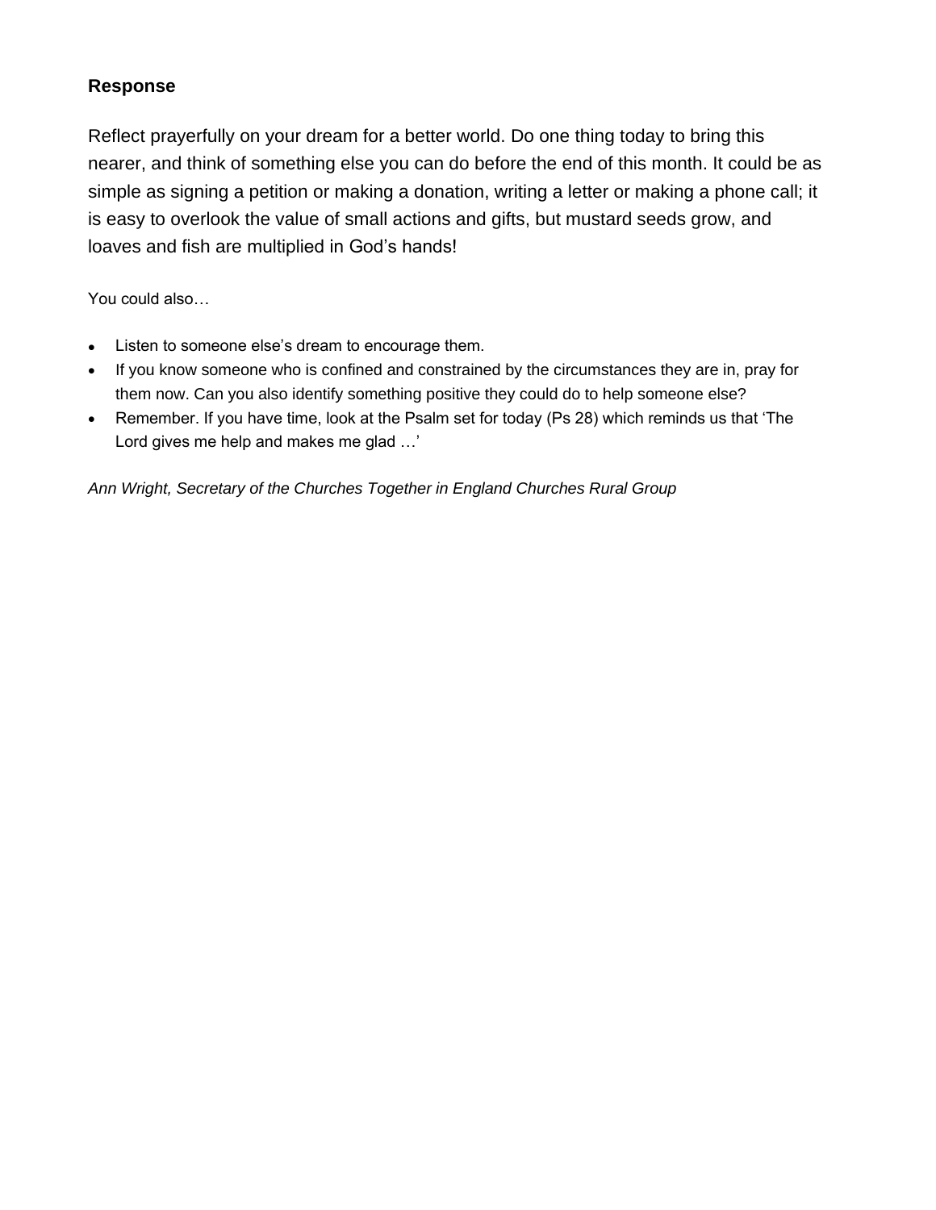### Response

Reflect prayerfully on your dream for a better world. Do one thing today to bring this nearer, and think of something else you can do before the end of this month. It could be as simple as signing a petition or making a donation, writing a letter or making a phone call; it is easy to overlook the value of small actions and gifts, but mustard seeds grow, and loaves and fish are multiplied in God's hands!

You could also…

- Listen to someone else's dream to encourage them.
- If you know someone who is confined and constrained by the circumstances they are in, pray for them now. Can you also identify something positive they could do to help someone else?
- Remember. If you have time, look at the Psalm set for today (Ps 28) which reminds us that 'The Lord gives me help and makes me glad …'

*Ann Wright, Secretary of the Churches Together in England Churches Rural Group*